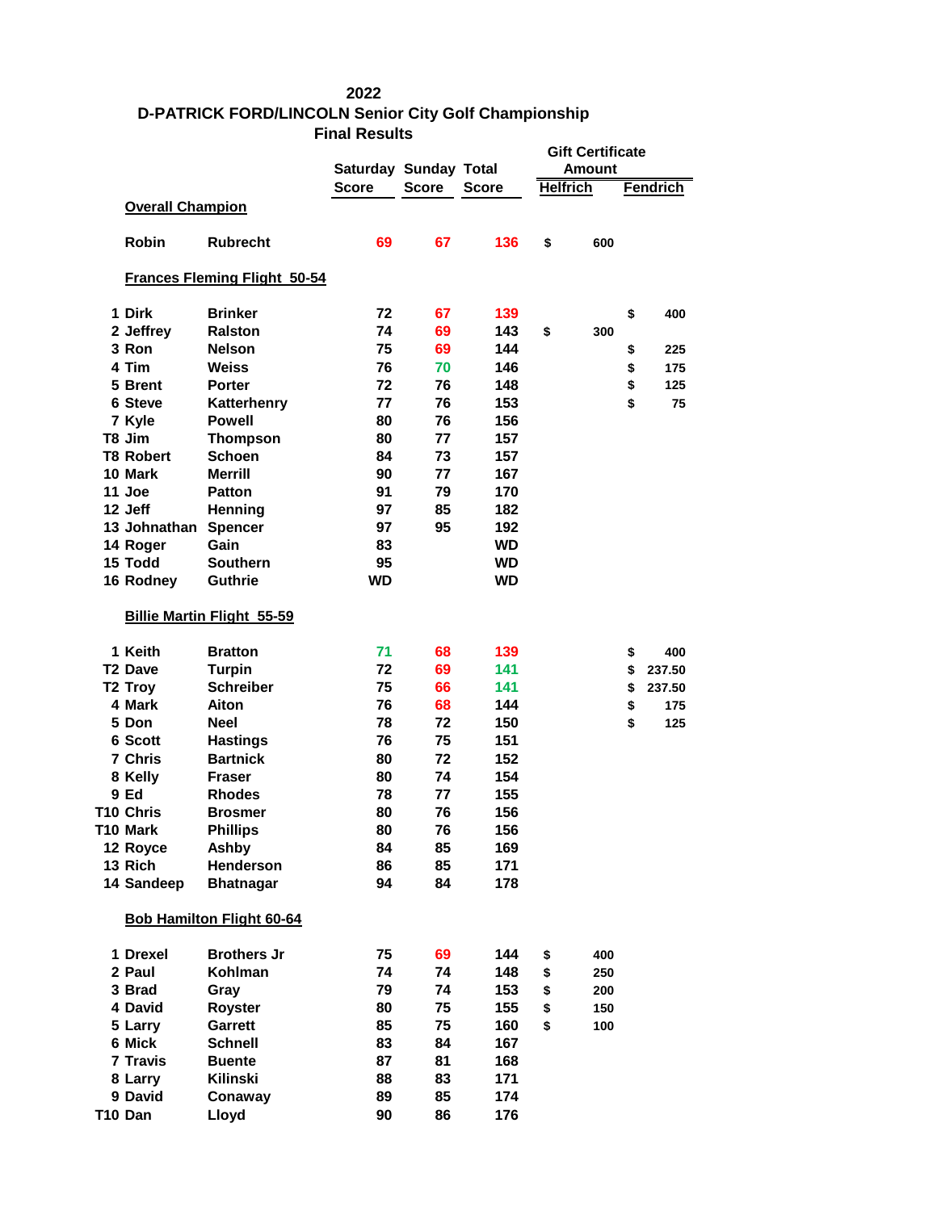# 2022
# D-PATRICK FORD/LINCOLN Senior City Golf Championship
## Final Results

| Place | First | Last | Saturday Score | Sunday Score | Total Score | Gift Certificate Amount Helfrich | Gift Certificate Amount Fendrich |
|---|---|---|---|---|---|---|---|
| **Overall Champion** | | | | | | | |
| | Robin | Rubrecht | 69 | 67 | 136 | $ 600 | |
| **Frances Fleming Flight 50-54** | | | | | | | |
| 1 | Dirk | Brinker | 72 | 67 | 139 | | $ 400 |
| 2 | Jeffrey | Ralston | 74 | 69 | 143 | $ 300 | |
| 3 | Ron | Nelson | 75 | 69 | 144 | | $ 225 |
| 4 | Tim | Weiss | 76 | 70 | 146 | | $ 175 |
| 5 | Brent | Porter | 72 | 76 | 148 | | $ 125 |
| 6 | Steve | Katterhenry | 77 | 76 | 153 | | $ 75 |
| 7 | Kyle | Powell | 80 | 76 | 156 | | |
| T8 | Jim | Thompson | 80 | 77 | 157 | | |
| T8 | Robert | Schoen | 84 | 73 | 157 | | |
| 10 | Mark | Merrill | 90 | 77 | 167 | | |
| 11 | Joe | Patton | 91 | 79 | 170 | | |
| 12 | Jeff | Henning | 97 | 85 | 182 | | |
| 13 | Johnathan | Spencer | 97 | 95 | 192 | | |
| 14 | Roger | Gain | 83 | | WD | | |
| 15 | Todd | Southern | 95 | | WD | | |
| 16 | Rodney | Guthrie | WD | | WD | | |
| **Billie Martin Flight 55-59** | | | | | | | |
| 1 | Keith | Bratton | 71 | 68 | 139 | | $ 400 |
| T2 | Dave | Turpin | 72 | 69 | 141 | | $ 237.50 |
| T2 | Troy | Schreiber | 75 | 66 | 141 | | $ 237.50 |
| 4 | Mark | Aiton | 76 | 68 | 144 | | $ 175 |
| 5 | Don | Neel | 78 | 72 | 150 | | $ 125 |
| 6 | Scott | Hastings | 76 | 75 | 151 | | |
| 7 | Chris | Bartnick | 80 | 72 | 152 | | |
| 8 | Kelly | Fraser | 80 | 74 | 154 | | |
| 9 | Ed | Rhodes | 78 | 77 | 155 | | |
| T10 | Chris | Brosmer | 80 | 76 | 156 | | |
| T10 | Mark | Phillips | 80 | 76 | 156 | | |
| 12 | Royce | Ashby | 84 | 85 | 169 | | |
| 13 | Rich | Henderson | 86 | 85 | 171 | | |
| 14 | Sandeep | Bhatnagar | 94 | 84 | 178 | | |
| **Bob Hamilton Flight 60-64** | | | | | | | |
| 1 | Drexel | Brothers Jr | 75 | 69 | 144 | $ 400 | |
| 2 | Paul | Kohlman | 74 | 74 | 148 | $ 250 | |
| 3 | Brad | Gray | 79 | 74 | 153 | $ 200 | |
| 4 | David | Royster | 80 | 75 | 155 | $ 150 | |
| 5 | Larry | Garrett | 85 | 75 | 160 | $ 100 | |
| 6 | Mick | Schnell | 83 | 84 | 167 | | |
| 7 | Travis | Buente | 87 | 81 | 168 | | |
| 8 | Larry | Kilinski | 88 | 83 | 171 | | |
| 9 | David | Conaway | 89 | 85 | 174 | | |
| T10 | Dan | Lloyd | 90 | 86 | 176 | | |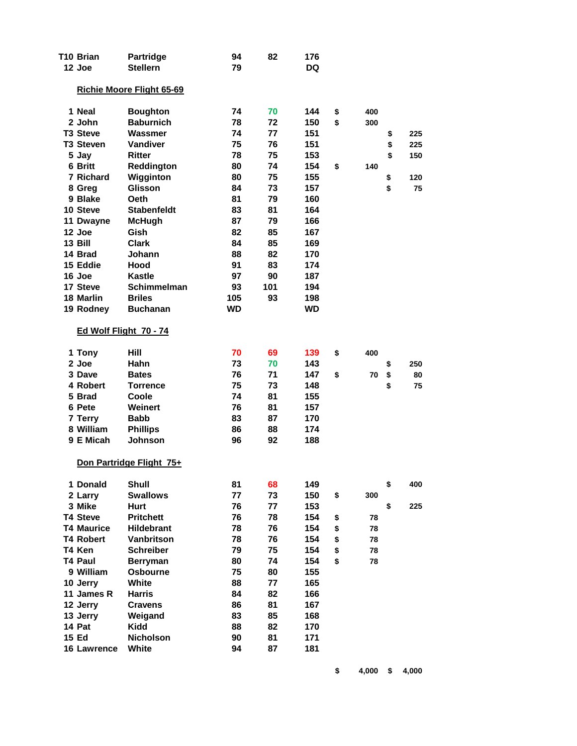| Pos | First | Last | R1 | R2 | Total | Payout | Payout |
|---|---|---|---|---|---|---|---|
| T10 | Brian | Partridge | 94 | 82 | 176 | | |
| 12 | Joe | Stellern | 79 | | DQ | | |

**Richie Moore Flight 65-69**

| Pos | First | Last | R1 | R2 | Total | Payout | Payout |
|---|---|---|---|---|---|---|---|
| 1 | Neal | Boughton | 74 | 70 | 144 | $ 400 | |
| 2 | John | Baburnich | 78 | 72 | 150 | $ 300 | |
| T3 | Steve | Wassmer | 74 | 77 | 151 | | $ 225 |
| T3 | Steven | Vandiver | 75 | 76 | 151 | | $ 225 |
| 5 | Jay | Ritter | 78 | 75 | 153 | | $ 150 |
| 6 | Britt | Reddington | 80 | 74 | 154 | $ 140 | |
| 7 | Richard | Wigginton | 80 | 75 | 155 | | $ 120 |
| 8 | Greg | Glisson | 84 | 73 | 157 | | $ 75 |
| 9 | Blake | Oeth | 81 | 79 | 160 | | |
| 10 | Steve | Stabenfeldt | 83 | 81 | 164 | | |
| 11 | Dwayne | McHugh | 87 | 79 | 166 | | |
| 12 | Joe | Gish | 82 | 85 | 167 | | |
| 13 | Bill | Clark | 84 | 85 | 169 | | |
| 14 | Brad | Johann | 88 | 82 | 170 | | |
| 15 | Eddie | Hood | 91 | 83 | 174 | | |
| 16 | Joe | Kastle | 97 | 90 | 187 | | |
| 17 | Steve | Schimmelman | 93 | 101 | 194 | | |
| 18 | Marlin | Briles | 105 | 93 | 198 | | |
| 19 | Rodney | Buchanan | WD | | WD | | |

**Ed Wolf Flight 70 - 74**

| Pos | First | Last | R1 | R2 | Total | Payout | Payout |
|---|---|---|---|---|---|---|---|
| 1 | Tony | Hill | 70 | 69 | 139 | $ 400 | |
| 2 | Joe | Hahn | 73 | 70 | 143 | | $ 250 |
| 3 | Dave | Bates | 76 | 71 | 147 | $ 70 | $ 80 |
| 4 | Robert | Torrence | 75 | 73 | 148 | | $ 75 |
| 5 | Brad | Coole | 74 | 81 | 155 | | |
| 6 | Pete | Weinert | 76 | 81 | 157 | | |
| 7 | Terry | Babb | 83 | 87 | 170 | | |
| 8 | William | Phillips | 86 | 88 | 174 | | |
| 9 | E Micah | Johnson | 96 | 92 | 188 | | |

**Don Partridge Flight 75+**

| Pos | First | Last | R1 | R2 | Total | Payout | Payout |
|---|---|---|---|---|---|---|---|
| 1 | Donald | Shull | 81 | 68 | 149 | | $ 400 |
| 2 | Larry | Swallows | 77 | 73 | 150 | $ 300 | |
| 3 | Mike | Hurt | 76 | 77 | 153 | | $ 225 |
| T4 | Steve | Pritchett | 76 | 78 | 154 | $ 78 | |
| T4 | Maurice | Hildebrant | 78 | 76 | 154 | $ 78 | |
| T4 | Robert | Vanbritson | 78 | 76 | 154 | $ 78 | |
| T4 | Ken | Schreiber | 79 | 75 | 154 | $ 78 | |
| T4 | Paul | Berryman | 80 | 74 | 154 | $ 78 | |
| 9 | William | Osbourne | 75 | 80 | 155 | | |
| 10 | Jerry | White | 88 | 77 | 165 | | |
| 11 | James R | Harris | 84 | 82 | 166 | | |
| 12 | Jerry | Cravens | 86 | 81 | 167 | | |
| 13 | Jerry | Weigand | 83 | 85 | 168 | | |
| 14 | Pat | Kidd | 88 | 82 | 170 | | |
| 15 | Ed | Nicholson | 90 | 81 | 171 | | |
| 16 | Lawrence | White | 94 | 87 | 181 | | |
| | | | | | | $ 4,000 | $ 4,000 |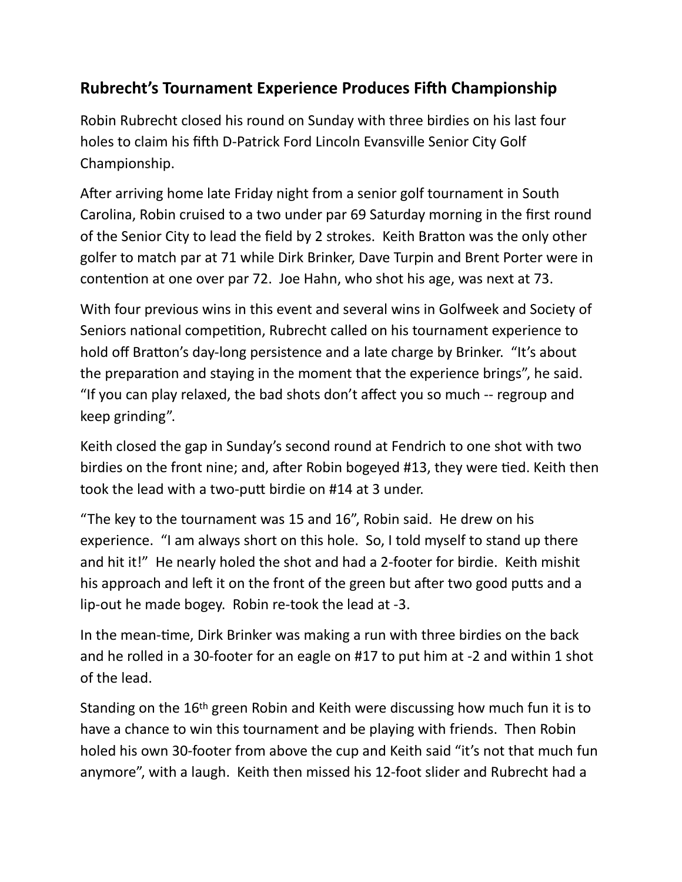## Rubrecht's Tournament Experience Produces Fifth Championship

Robin Rubrecht closed his round on Sunday with three birdies on his last four holes to claim his fifth D-Patrick Ford Lincoln Evansville Senior City Golf Championship.

After arriving home late Friday night from a senior golf tournament in South Carolina, Robin cruised to a two under par 69 Saturday morning in the first round of the Senior City to lead the field by 2 strokes. Keith Bratton was the only other golfer to match par at 71 while Dirk Brinker, Dave Turpin and Brent Porter were in contention at one over par 72. Joe Hahn, who shot his age, was next at 73.

With four previous wins in this event and several wins in Golfweek and Society of Seniors national competition, Rubrecht called on his tournament experience to hold off Bratton's day-long persistence and a late charge by Brinker. "It's about the preparation and staying in the moment that the experience brings", he said. "If you can play relaxed, the bad shots don't affect you so much -- regroup and keep grinding".

Keith closed the gap in Sunday's second round at Fendrich to one shot with two birdies on the front nine; and, after Robin bogeyed #13, they were tied. Keith then took the lead with a two-putt birdie on #14 at 3 under.

"The key to the tournament was 15 and 16", Robin said. He drew on his experience. "I am always short on this hole. So, I told myself to stand up there and hit it!" He nearly holed the shot and had a 2-footer for birdie. Keith mishit his approach and left it on the front of the green but after two good putts and a lip-out he made bogey. Robin re-took the lead at -3.

In the mean-time, Dirk Brinker was making a run with three birdies on the back and he rolled in a 30-footer for an eagle on #17 to put him at -2 and within 1 shot of the lead.

Standing on the 16th green Robin and Keith were discussing how much fun it is to have a chance to win this tournament and be playing with friends. Then Robin holed his own 30-footer from above the cup and Keith said "it's not that much fun anymore", with a laugh. Keith then missed his 12-foot slider and Rubrecht had a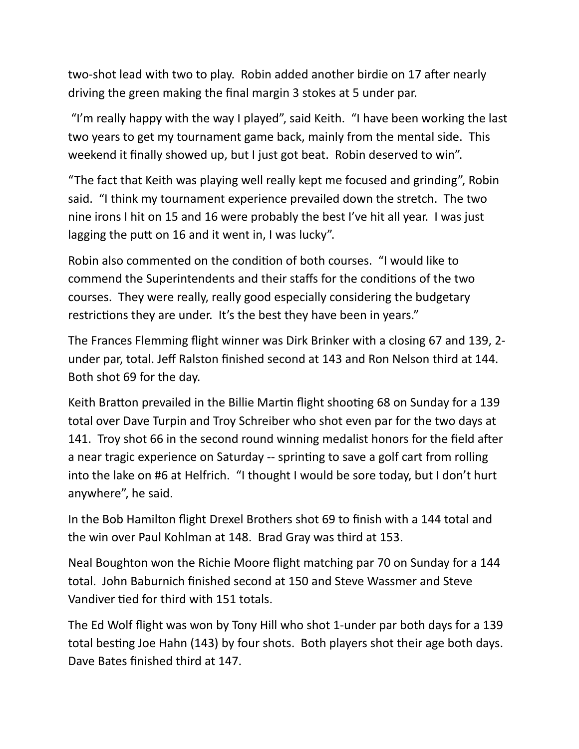two-shot lead with two to play. Robin added another birdie on 17 after nearly driving the green making the final margin 3 stokes at 5 under par.

"I'm really happy with the way I played", said Keith. "I have been working the last two years to get my tournament game back, mainly from the mental side. This weekend it finally showed up, but I just got beat. Robin deserved to win".

"The fact that Keith was playing well really kept me focused and grinding", Robin said. "I think my tournament experience prevailed down the stretch. The two nine irons I hit on 15 and 16 were probably the best I've hit all year. I was just lagging the putt on 16 and it went in, I was lucky".

Robin also commented on the condition of both courses. "I would like to commend the Superintendents and their staffs for the conditions of the two courses. They were really, really good especially considering the budgetary restrictions they are under. It's the best they have been in years."

The Frances Flemming flight winner was Dirk Brinker with a closing 67 and 139, 2-under par, total. Jeff Ralston finished second at 143 and Ron Nelson third at 144. Both shot 69 for the day.

Keith Bratton prevailed in the Billie Martin flight shooting 68 on Sunday for a 139 total over Dave Turpin and Troy Schreiber who shot even par for the two days at 141. Troy shot 66 in the second round winning medalist honors for the field after a near tragic experience on Saturday -- sprinting to save a golf cart from rolling into the lake on #6 at Helfrich. "I thought I would be sore today, but I don't hurt anywhere", he said.

In the Bob Hamilton flight Drexel Brothers shot 69 to finish with a 144 total and the win over Paul Kohlman at 148. Brad Gray was third at 153.

Neal Boughton won the Richie Moore flight matching par 70 on Sunday for a 144 total. John Baburnich finished second at 150 and Steve Wassmer and Steve Vandiver tied for third with 151 totals.

The Ed Wolf flight was won by Tony Hill who shot 1-under par both days for a 139 total besting Joe Hahn (143) by four shots. Both players shot their age both days. Dave Bates finished third at 147.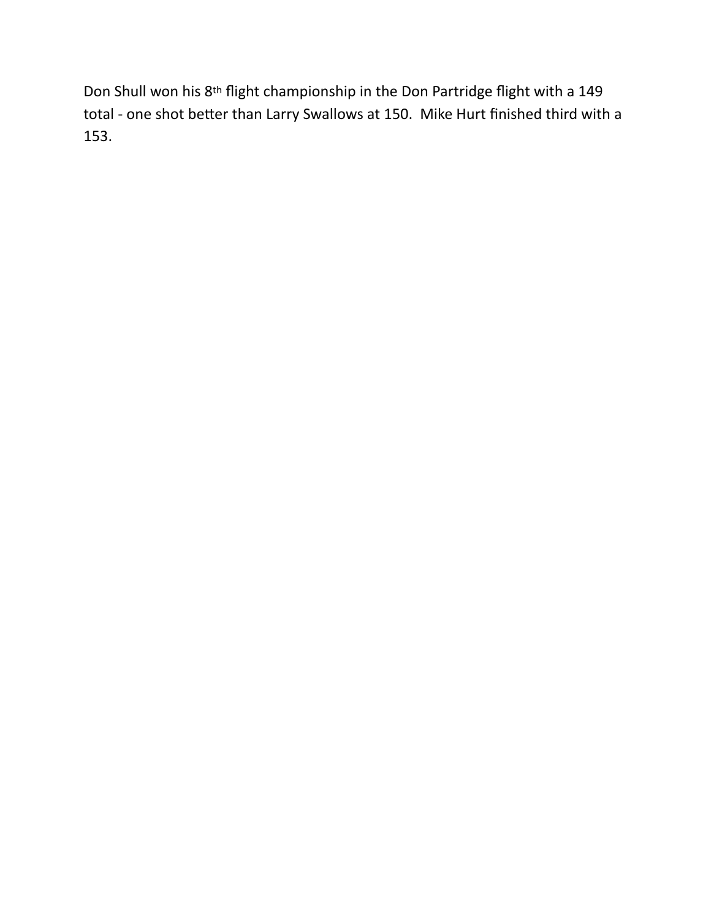Don Shull won his 8th flight championship in the Don Partridge flight with a 149 total - one shot better than Larry Swallows at 150.  Mike Hurt finished third with a 153.